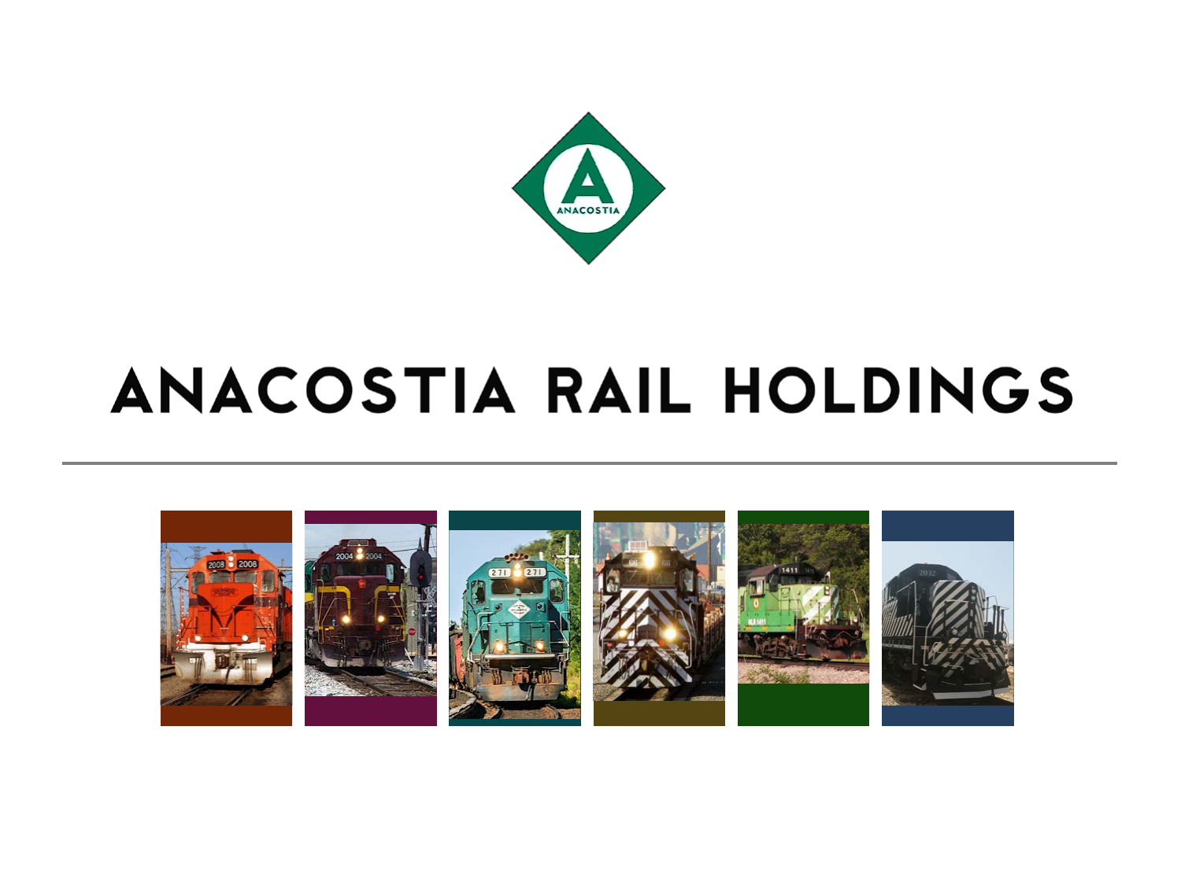# ANACOSTIA RAIL HOLDINGS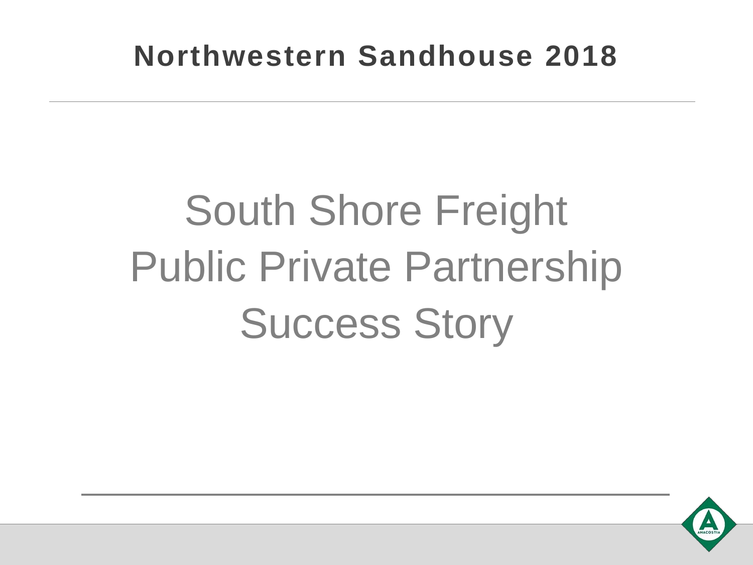# Northwestern Sandhouse 2018

## South Shore Freight Public Private Partnership Success Story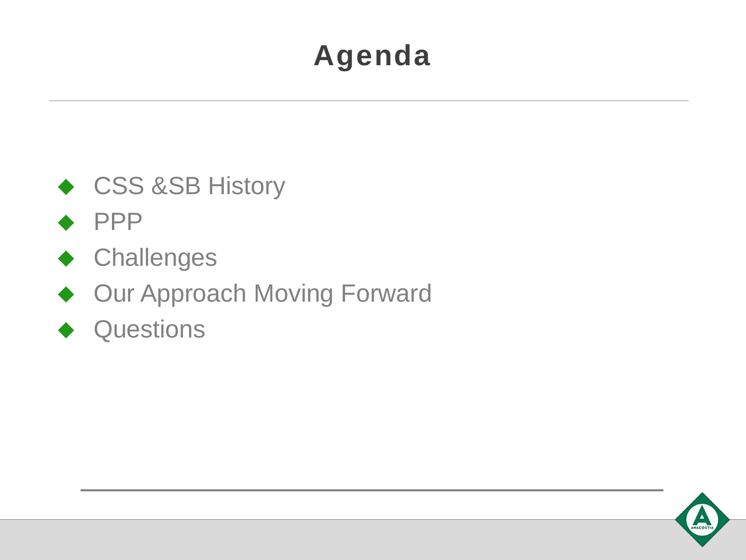# Agenda

- CSS &SB History
- PPP
- Challenges
- Our Approach Moving Forward
- Questions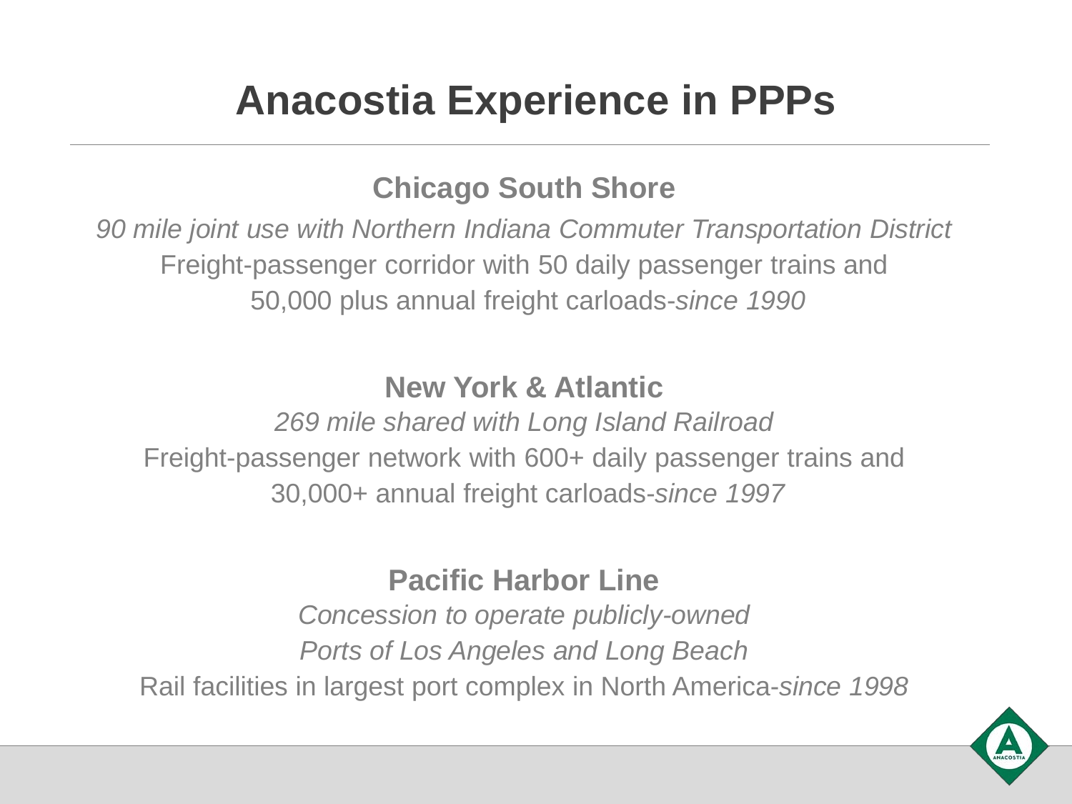# Anacostia Experience in PPPs

## Chicago South Shore

*90 mile joint use with Northern Indiana Commuter Transportation District*

Freight-passenger corridor with 50 daily passenger trains and 50,000 plus annual freight carloads-*since 1990*

## New York & Atlantic

*269 mile shared with Long Island Railroad*

Freight-passenger network with 600+ daily passenger trains and 30,000+ annual freight carloads-*since 1997*

## Pacific Harbor Line

*Concession to operate publicly-owned Ports of Los Angeles and Long Beach*

Rail facilities in largest port complex in North America-*since 1998*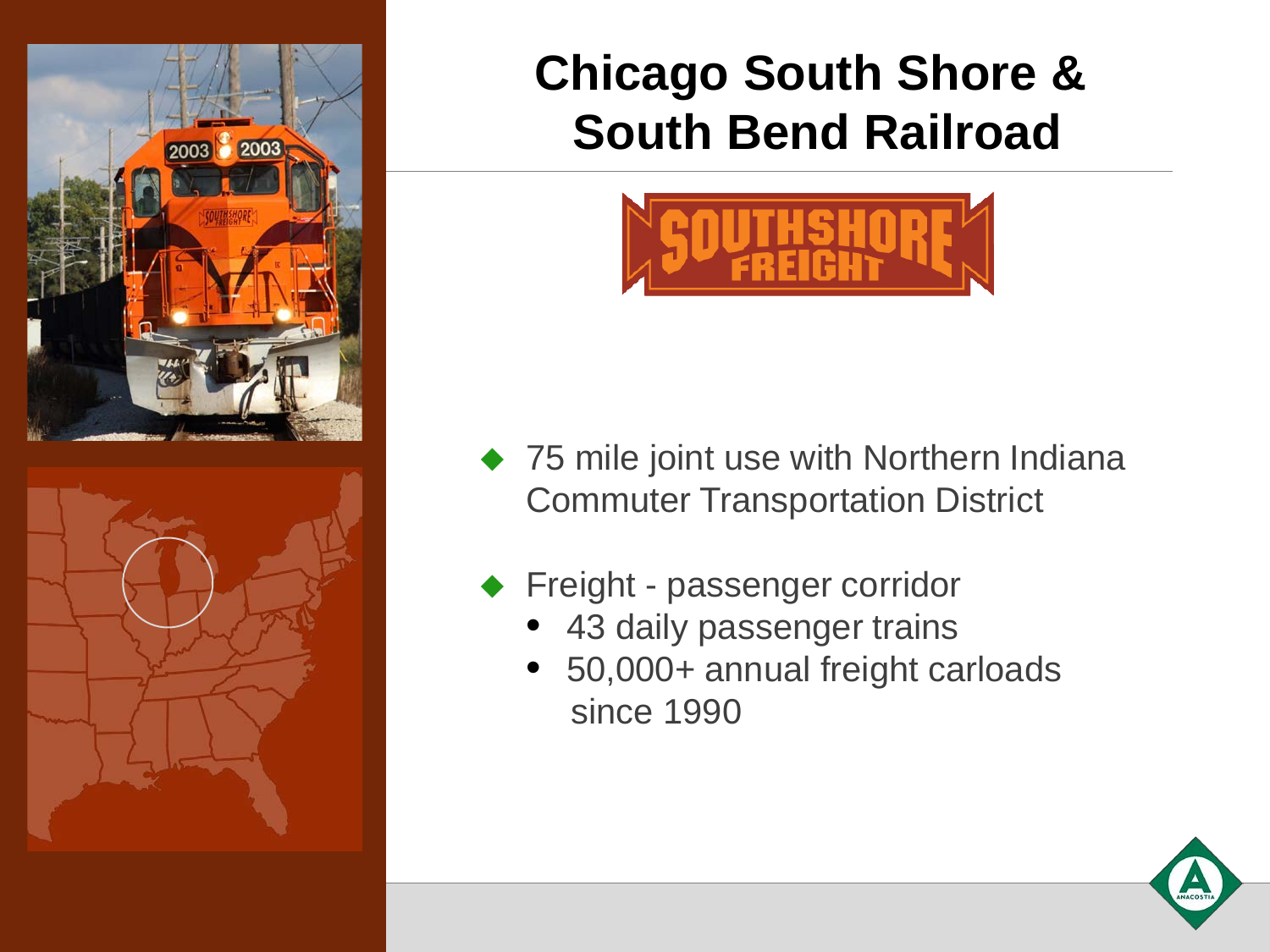# Chicago South Shore & South Bend Railroad

SOUTHSHORE FREIGHT

- 75 mile joint use with Northern Indiana Commuter Transportation District
- Freight - passenger corridor
  - 43 daily passenger trains
  - 50,000+ annual freight carloads since 1990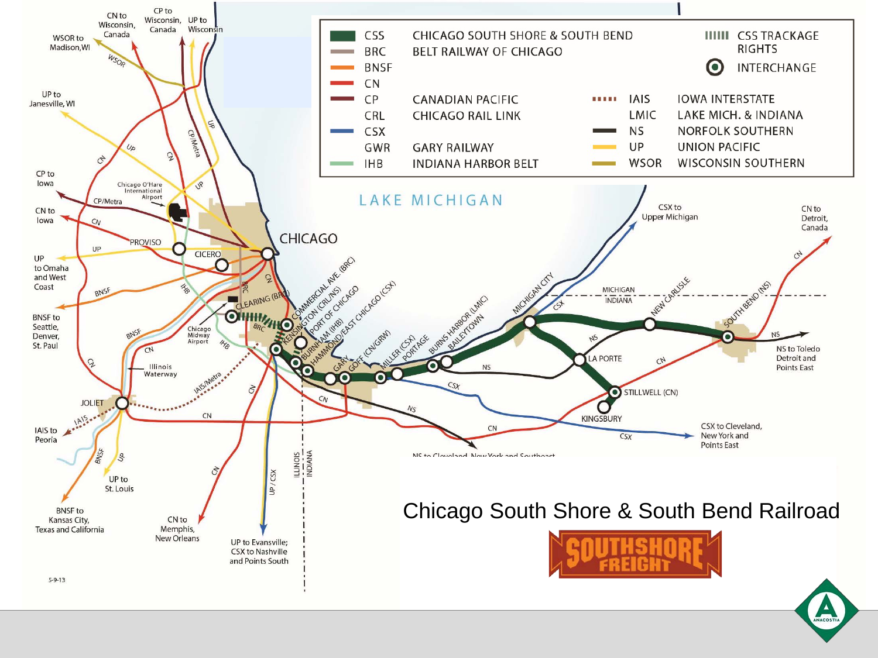# Chicago South Shore & South Bend Railroad

| | | | |
|---|---|---|---|
| CSS | CHICAGO SOUTH SHORE & SOUTH BEND | | CSS TRACKAGE RIGHTS |
| BRC | BELT RAILWAY OF CHICAGO | | INTERCHANGE |
| BNSF | | | |
| CN | | | |
| CP | CANADIAN PACIFIC | IAIS | IOWA INTERSTATE |
| CRL | CHICAGO RAIL LINK | LMIC | LAKE MICH. & INDIANA |
| CSX | | NS | NORFOLK SOUTHERN |
| GWR | GARY RAILWAY | UP | UNION PACIFIC |
| IHB | INDIANA HARBOR BELT | WSOR | WISCONSIN SOUTHERN |

CN to Wisconsin, Canada; CP to Wisconsin, Canada; UP to Wisconsin; WSOR to Madison, WI; UP to Janesville, WI; CP to Iowa; CN to Iowa; UP to Omaha and West Coast; BNSF to Seattle, Denver, St. Paul; IAIS to Peoria; BNSF to Kansas City, Texas and California; UP to St. Louis; CN to Memphis, New Orleans; UP to Evansville; CSX to Nashville and Points South; NS to Cleveland, New York and Southeast; CSX to Cleveland, New York and Points East; NS to Toledo Detroit and Points East; CN to Detroit, Canada; CSX to Upper Michigan

LAKE MICHIGAN

CHICAGO, Chicago O'Hare International Airport, Chicago Midway Airport, PROVISO, CICERO, CLEARING (BRC), JOLIET, Illinois Waterway, COMMERCIAL AVE. (BRC), KENSINGTON (CRL/NS), PORT OF CHICAGO, BURNHAM (IHB), HAMMOND/EAST CHICAGO (CSX), GARY, GOFF (CN/GRW), MILLER (CSX), PORTAGE, BURNS HARBOR (LMIC), BAILEYTOWN, MICHIGAN CITY, LA PORTE, STILLWELL (CN), KINGSBURY, NEW CARLISLE, SOUTH BEND (NS)

ILLINOIS / INDIANA; MICHIGAN / INDIANA

5-9-13

SOUTHSHORE FREIGHT

ANACOSTIA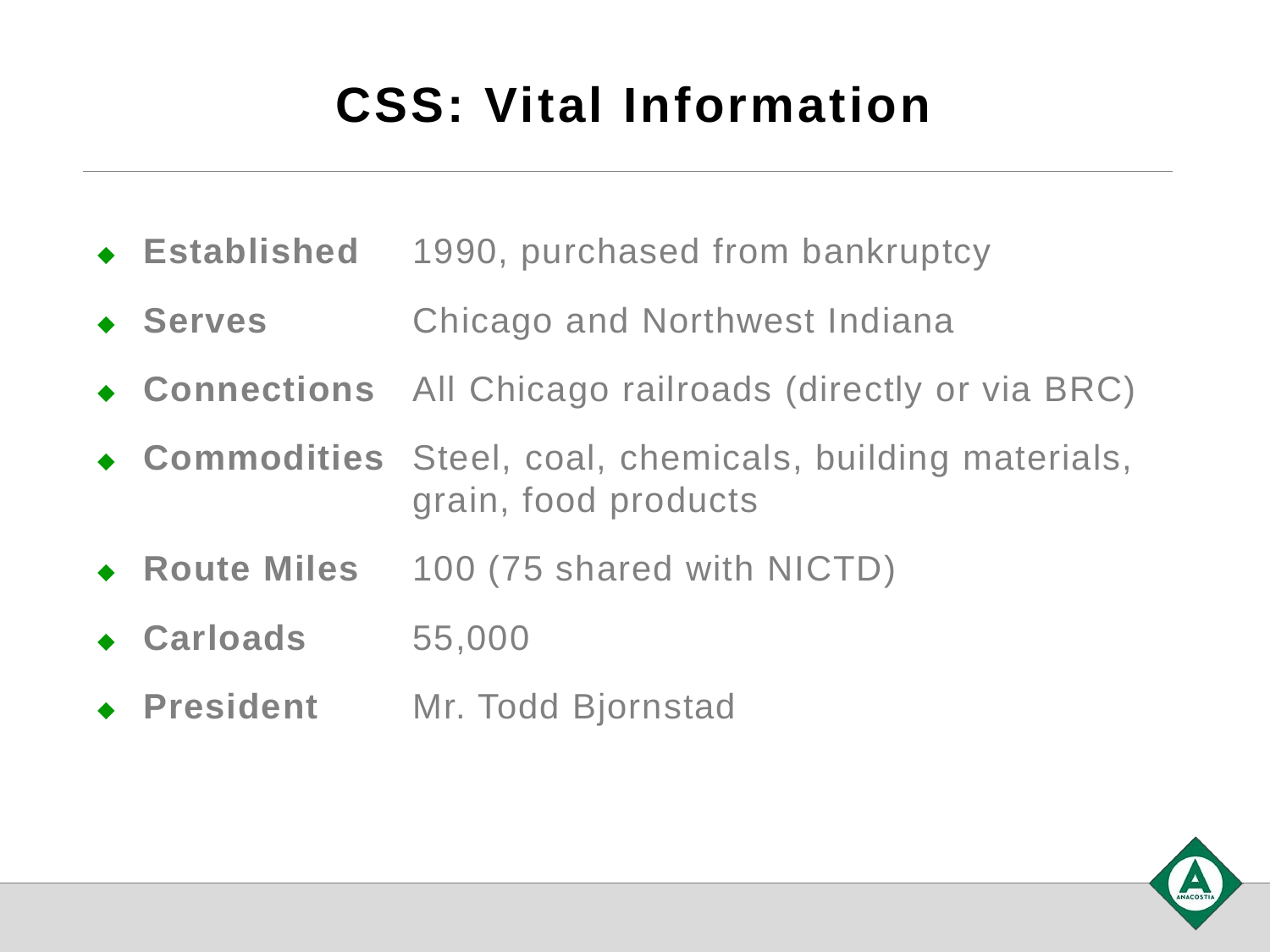# CSS: Vital Information

- **Established** 1990, purchased from bankruptcy
- **Serves** Chicago and Northwest Indiana
- **Connections** All Chicago railroads (directly or via BRC)
- **Commodities** Steel, coal, chemicals, building materials, grain, food products
- **Route Miles** 100 (75 shared with NICTD)
- **Carloads** 55,000
- **President** Mr. Todd Bjornstad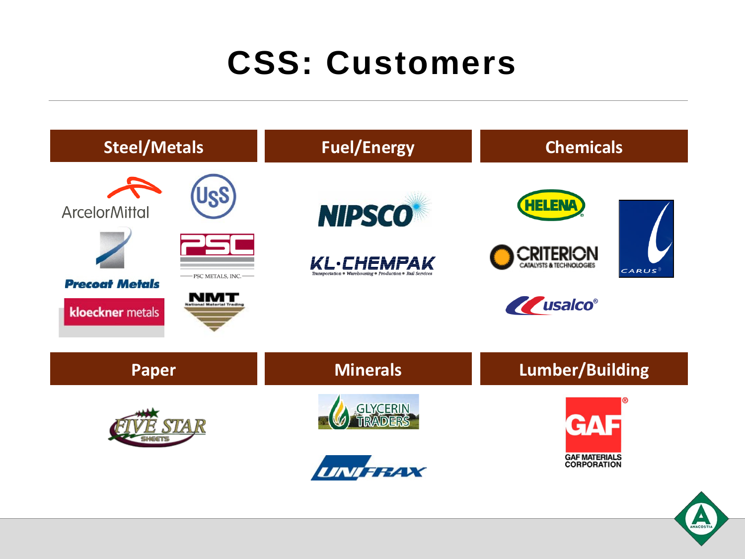# CSS: Customers

## Steel/Metals

- ArcelorMittal
- USS
- Precoat Metals
- PSC Metals, Inc.
- kloeckner metals
- NMT National Material Trading

## Fuel/Energy

- NIPSCO
- KL·CHEMPAK — Transportation • Warehousing • Production • Rail Services

## Chemicals

- HELENA
- CRITERION Catalysts & Technologies
- CARUS
- usalco

## Paper

- FIVE STAR SHEETS

## Minerals

- GLYCERIN TRADERS
- UNIFRAX

## Lumber/Building

- GAF — GAF MATERIALS CORPORATION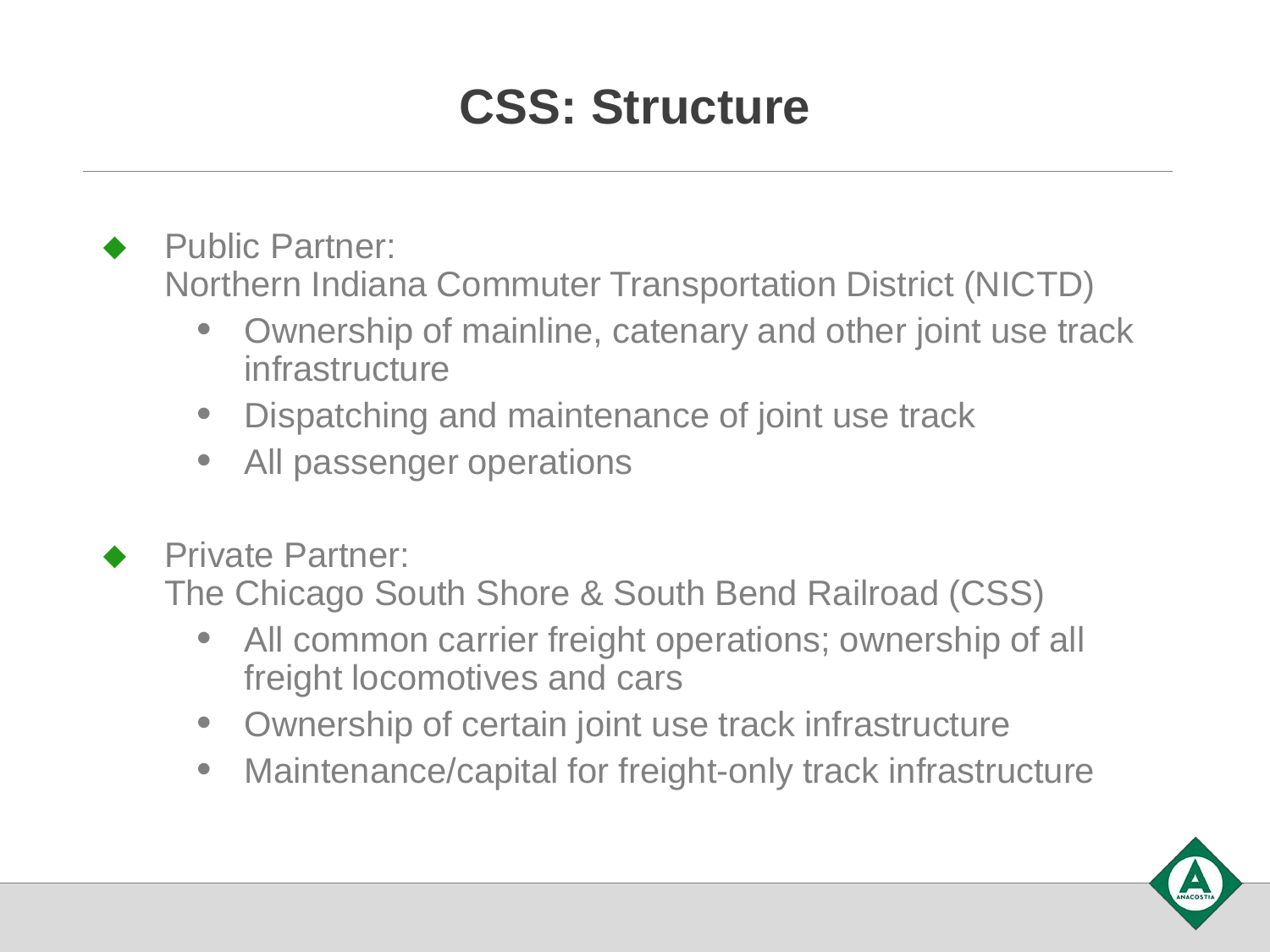# CSS: Structure

- Public Partner:
  Northern Indiana Commuter Transportation District (NICTD)
  - Ownership of mainline, catenary and other joint use track infrastructure
  - Dispatching and maintenance of joint use track
  - All passenger operations

- Private Partner:
  The Chicago South Shore & South Bend Railroad (CSS)
  - All common carrier freight operations; ownership of all freight locomotives and cars
  - Ownership of certain joint use track infrastructure
  - Maintenance/capital for freight-only track infrastructure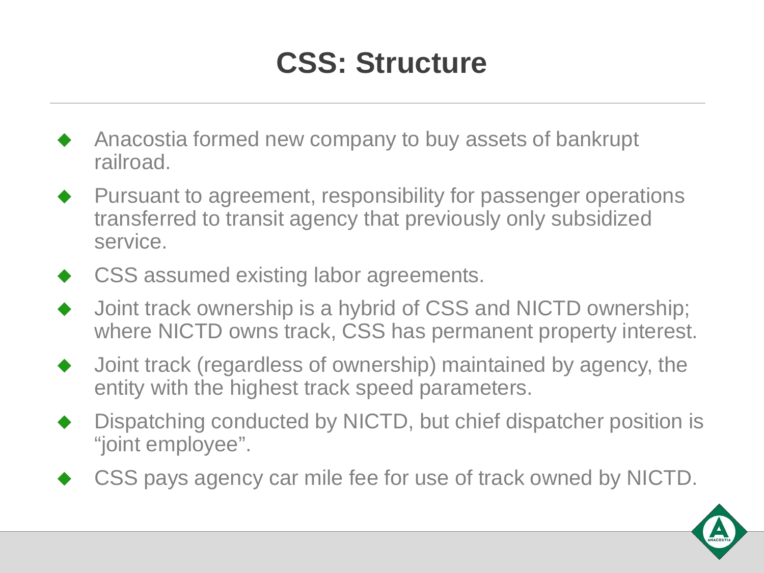# CSS: Structure

- Anacostia formed new company to buy assets of bankrupt railroad.
- Pursuant to agreement, responsibility for passenger operations transferred to transit agency that previously only subsidized service.
- CSS assumed existing labor agreements.
- Joint track ownership is a hybrid of CSS and NICTD ownership; where NICTD owns track, CSS has permanent property interest.
- Joint track (regardless of ownership) maintained by agency, the entity with the highest track speed parameters.
- Dispatching conducted by NICTD, but chief dispatcher position is "joint employee".
- CSS pays agency car mile fee for use of track owned by NICTD.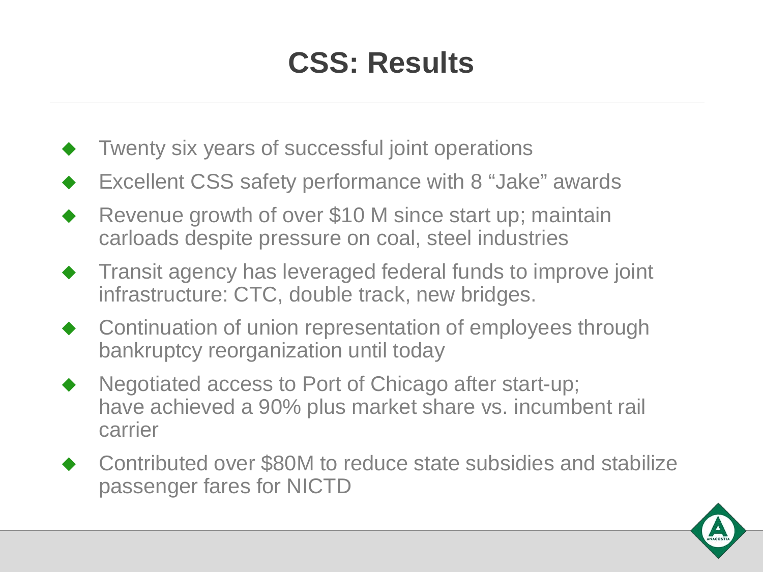# CSS: Results

- Twenty six years of successful joint operations
- Excellent CSS safety performance with 8 "Jake" awards
- Revenue growth of over $10 M since start up; maintain carloads despite pressure on coal, steel industries
- Transit agency has leveraged federal funds to improve joint infrastructure: CTC, double track, new bridges.
- Continuation of union representation of employees through bankruptcy reorganization until today
- Negotiated access to Port of Chicago after start-up; have achieved a 90% plus market share vs. incumbent rail carrier
- Contributed over $80M to reduce state subsidies and stabilize passenger fares for NICTD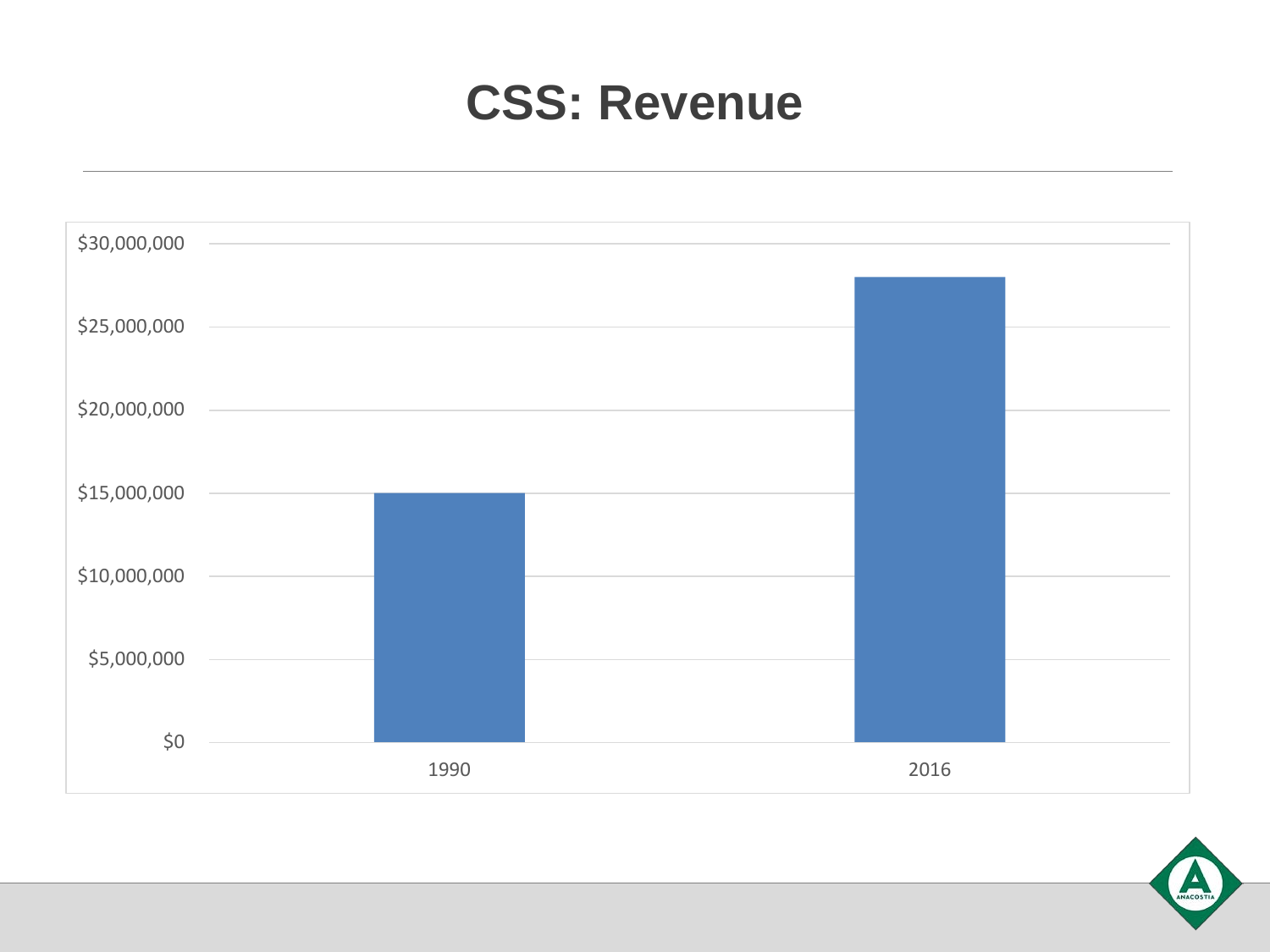# CSS: Revenue

| | Revenue |
| --- | --- |
| 1990 | $15,000,000 |
| 2016 | $28,000,000 |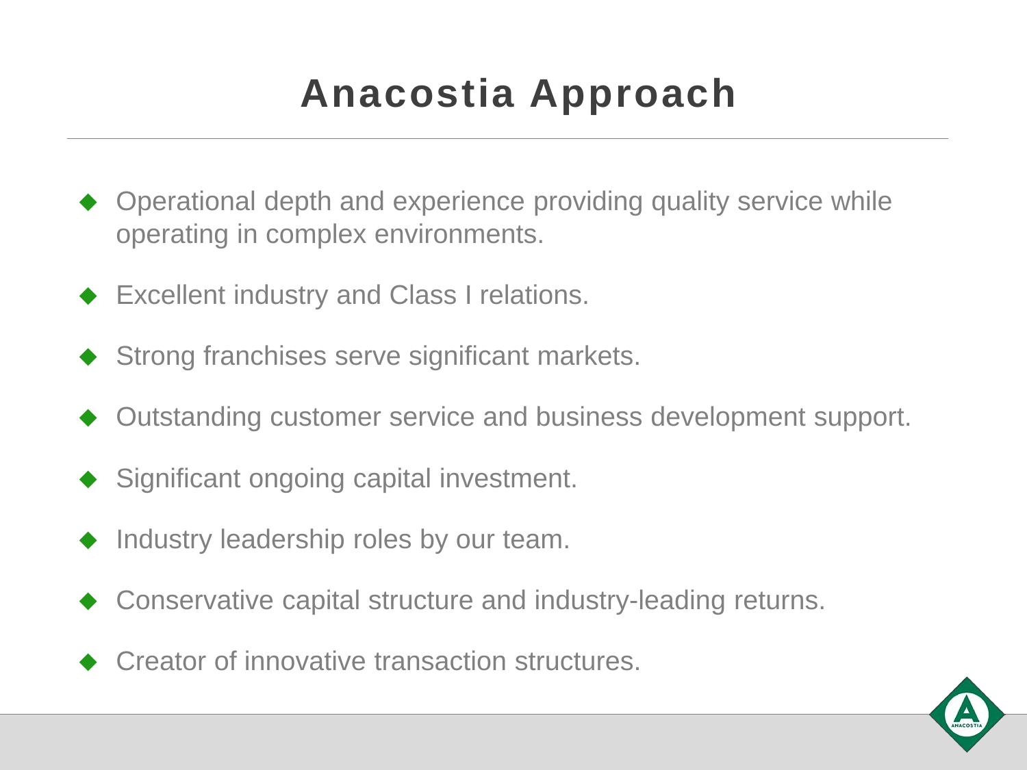# Anacostia Approach

- Operational depth and experience providing quality service while operating in complex environments.
- Excellent industry and Class I relations.
- Strong franchises serve significant markets.
- Outstanding customer service and business development support.
- Significant ongoing capital investment.
- Industry leadership roles by our team.
- Conservative capital structure and industry-leading returns.
- Creator of innovative transaction structures.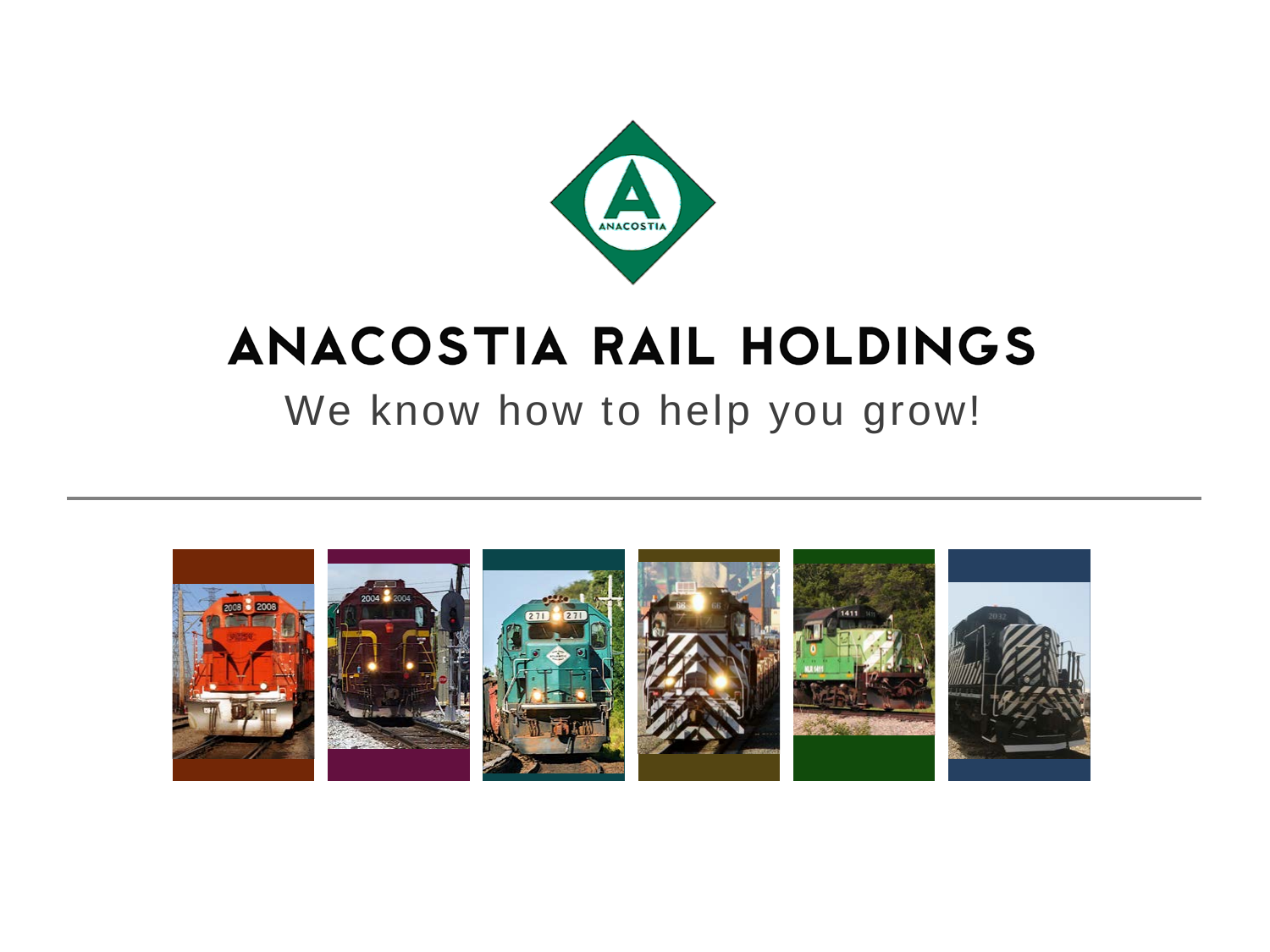# ANACOSTIA RAIL HOLDINGS

We know how to help you grow!